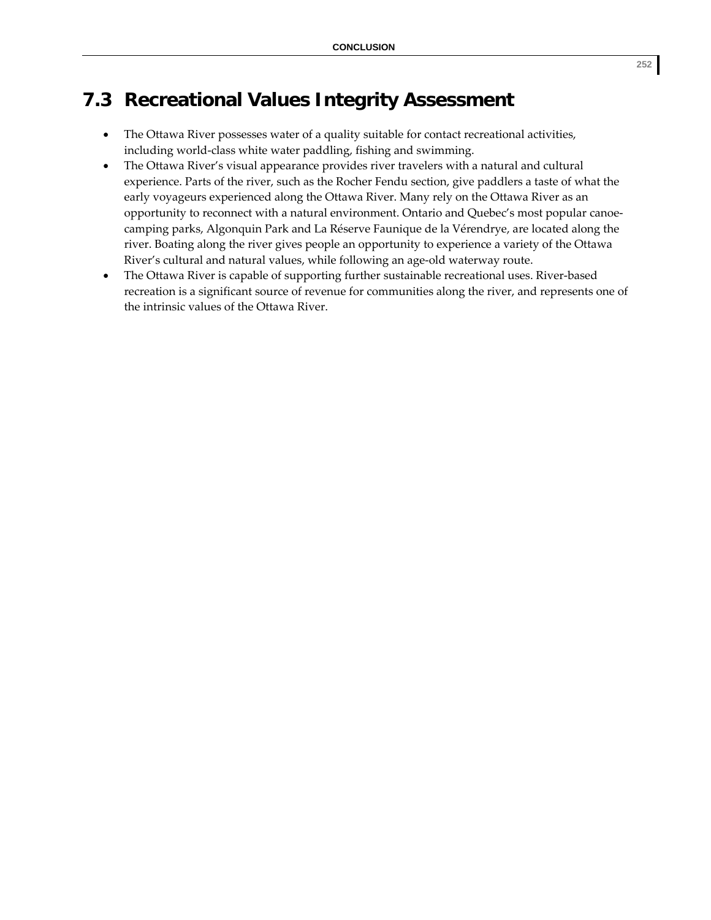## 7.3 Recreational Values Integrity Assessment

- The Ottawa River possesses water of a quality suitable for contact recreational activities, including world-class white water paddling, fishing and swimming.
- The Ottawa River's visual appearance provides river travelers with a natural and cultural experience. Parts of the river, such as the Rocher Fendu section, give paddlers a taste of what the early voyageurs experienced along the Ottawa River. Many rely on the Ottawa River as an opportunity to reconnect with a natural environment. Ontario and Quebec's most popular canoe-camping parks, Algonquin Park and La Réserve Faunique de la Vérendrye, are located along the river. Boating along the river gives people an opportunity to experience a variety of the Ottawa River's cultural and natural values, while following an age-old waterway route.
- The Ottawa River is capable of supporting further sustainable recreational uses. River-based recreation is a significant source of revenue for communities along the river, and represents one of the intrinsic values of the Ottawa River.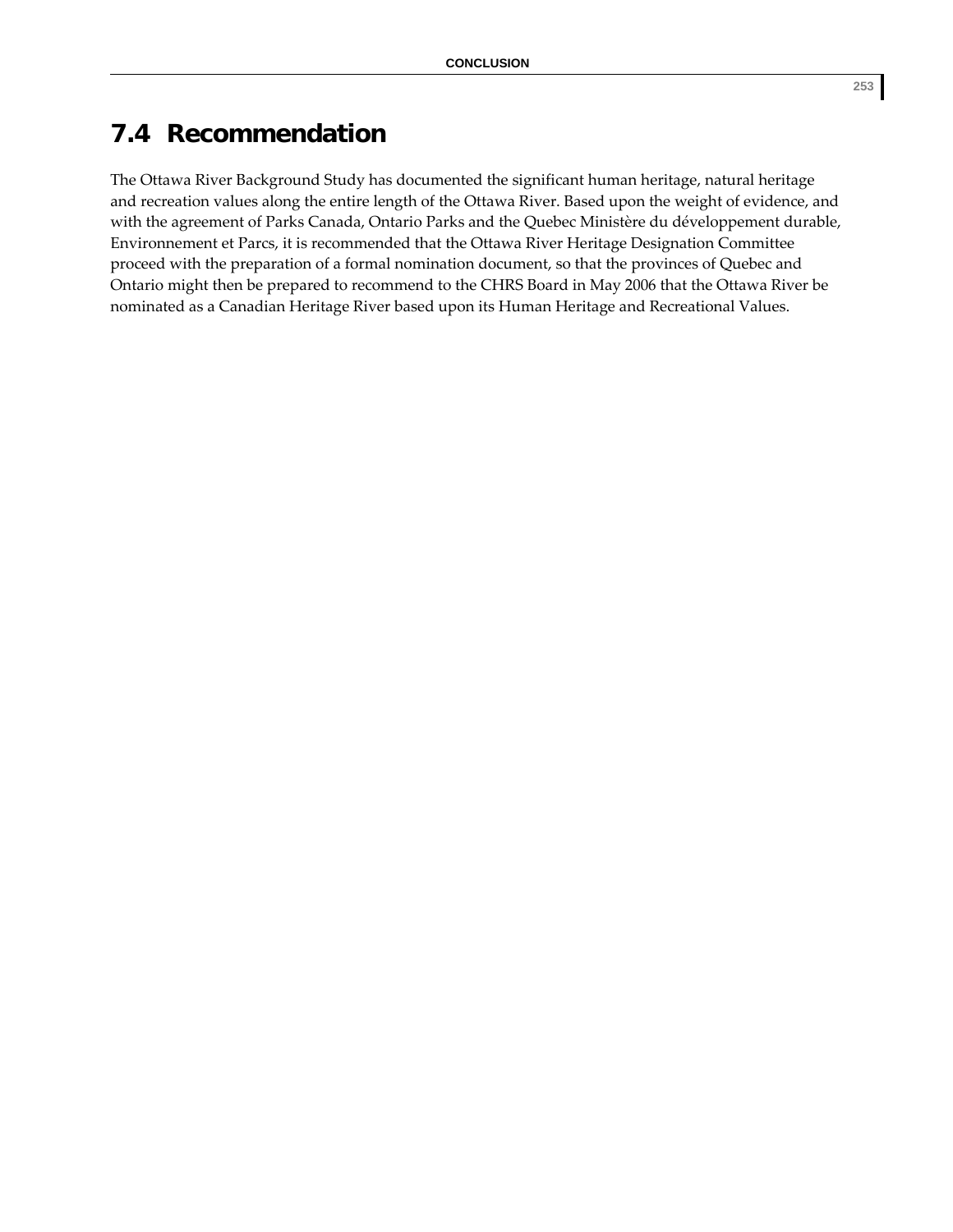## 7.4 Recommendation

The Ottawa River Background Study has documented the significant human heritage, natural heritage and recreation values along the entire length of the Ottawa River. Based upon the weight of evidence, and with the agreement of Parks Canada, Ontario Parks and the Quebec Ministère du développement durable, Environnement et Parcs, it is recommended that the Ottawa River Heritage Designation Committee proceed with the preparation of a formal nomination document, so that the provinces of Quebec and Ontario might then be prepared to recommend to the CHRS Board in May 2006 that the Ottawa River be nominated as a Canadian Heritage River based upon its Human Heritage and Recreational Values.